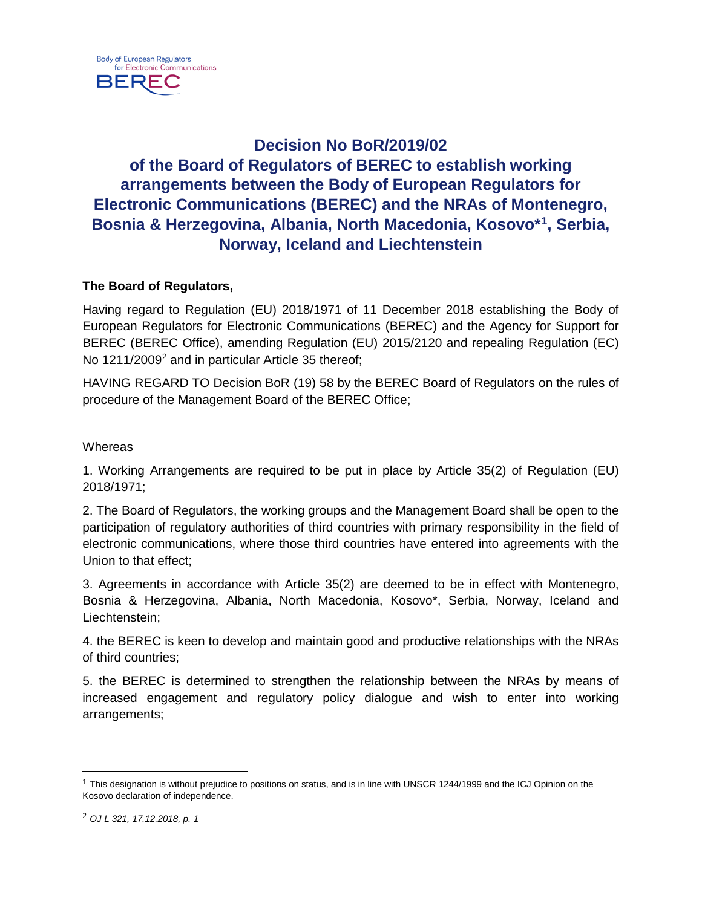Body of European Regulators for Electronic Communications BEREC

# Decision No BoR/2019/02 of the Board of Regulators of BEREC to establish working arrangements between the Body of European Regulators for Electronic Communications (BEREC) and the NRAs of Montenegro, Bosnia & Herzegovina, Albania, North Macedonia, Kosovo*[1], Serbia, Norway, Iceland and Liechtenstein

**The Board of Regulators,**

Having regard to Regulation (EU) 2018/1971 of 11 December 2018 establishing the Body of European Regulators for Electronic Communications (BEREC) and the Agency for Support for BEREC (BEREC Office), amending Regulation (EU) 2015/2120 and repealing Regulation (EC) No 1211/2009[2] and in particular Article 35 thereof;

HAVING REGARD TO Decision BoR (19) 58 by the BEREC Board of Regulators on the rules of procedure of the Management Board of the BEREC Office;

Whereas

1. Working Arrangements are required to be put in place by Article 35(2) of Regulation (EU) 2018/1971;

2. The Board of Regulators, the working groups and the Management Board shall be open to the participation of regulatory authorities of third countries with primary responsibility in the field of electronic communications, where those third countries have entered into agreements with the Union to that effect;

3. Agreements in accordance with Article 35(2) are deemed to be in effect with Montenegro, Bosnia & Herzegovina, Albania, North Macedonia, Kosovo*, Serbia, Norway, Iceland and Liechtenstein;

4. the BEREC is keen to develop and maintain good and productive relationships with the NRAs of third countries;

5. the BEREC is determined to strengthen the relationship between the NRAs by means of increased engagement and regulatory policy dialogue and wish to enter into working arrangements;

---

[1] This designation is without prejudice to positions on status, and is in line with UNSCR 1244/1999 and the ICJ Opinion on the Kosovo declaration of independence.

[2] *OJ L 321, 17.12.2018, p. 1*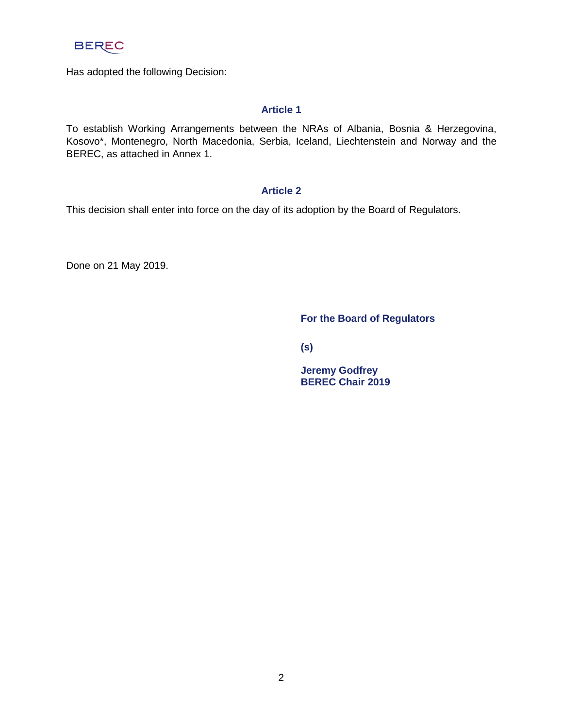Has adopted the following Decision:

## Article 1

To establish Working Arrangements between the NRAs of Albania, Bosnia & Herzegovina, Kosovo*, Montenegro, North Macedonia, Serbia, Iceland, Liechtenstein and Norway and the BEREC, as attached in Annex 1.

## Article 2

This decision shall enter into force on the day of its adoption by the Board of Regulators.

Done on 21 May 2019.

**For the Board of Regulators**

**(s)**

**Jeremy Godfrey**
**BEREC Chair 2019**